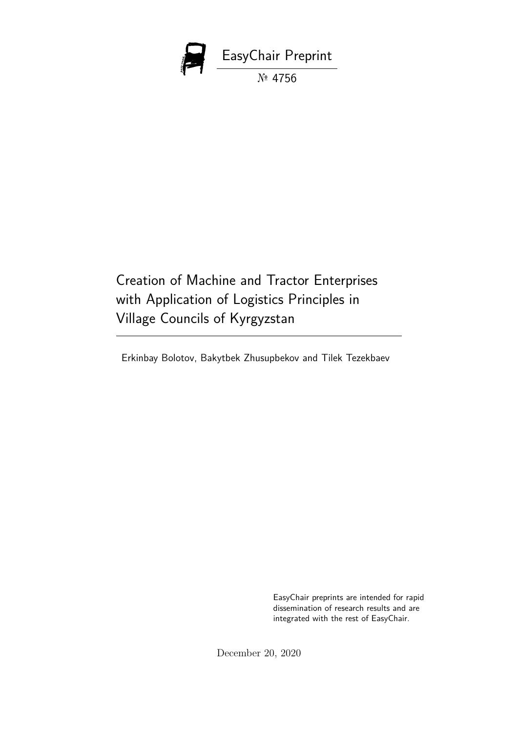EasyChair Preprint

№ 4756

# Creation of Machine and Tractor Enterprises with Application of Logistics Principles in Village Councils of Kyrgyzstan

Erkinbay Bolotov, Bakytbek Zhusupbekov and Tilek Tezekbaev

EasyChair preprints are intended for rapid dissemination of research results and are integrated with the rest of EasyChair.

December 20, 2020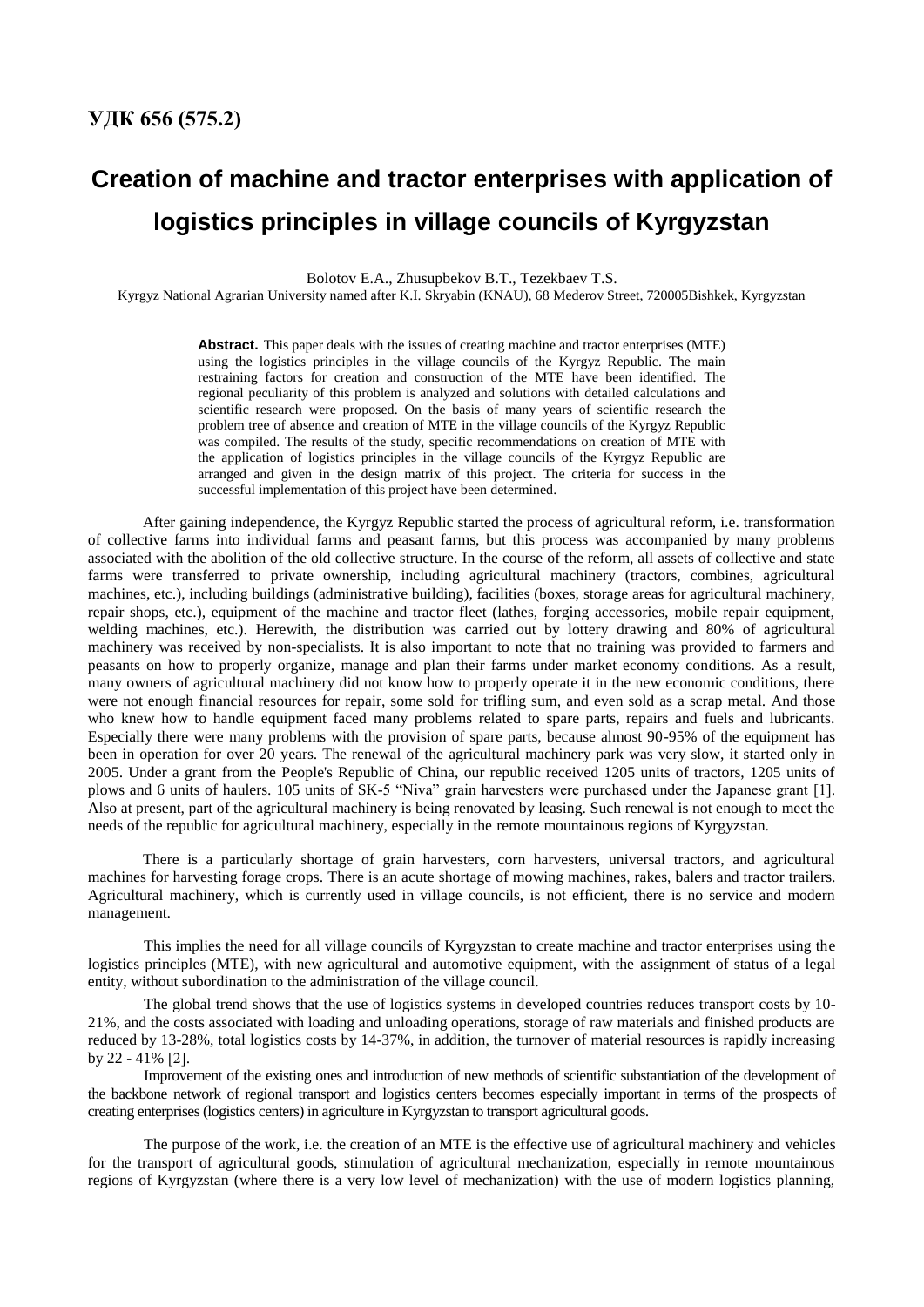**УДК 656 (575.2)**

# Creation of machine and tractor enterprises with application of logistics principles in village councils of Kyrgyzstan

Bolotov E.A., Zhusupbekov B.T., Tezekbaev T.S.

Kyrgyz National Agrarian University named after K.I. Skryabin (KNAU), 68 Mederov Street, 720005Bishkek, Kyrgyzstan

**Abstract.** This paper deals with the issues of creating machine and tractor enterprises (MTE) using the logistics principles in the village councils of the Kyrgyz Republic. The main restraining factors for creation and construction of the MTE have been identified. The regional peculiarity of this problem is analyzed and solutions with detailed calculations and scientific research were proposed. On the basis of many years of scientific research the problem tree of absence and creation of MTE in the village councils of the Kyrgyz Republic was compiled. The results of the study, specific recommendations on creation of MTE with the application of logistics principles in the village councils of the Kyrgyz Republic are arranged and given in the design matrix of this project. The criteria for success in the successful implementation of this project have been determined.

After gaining independence, the Kyrgyz Republic started the process of agricultural reform, i.e. transformation of collective farms into individual farms and peasant farms, but this process was accompanied by many problems associated with the abolition of the old collective structure. In the course of the reform, all assets of collective and state farms were transferred to private ownership, including agricultural machinery (tractors, combines, agricultural machines, etc.), including buildings (administrative building), facilities (boxes, storage areas for agricultural machinery, repair shops, etc.), equipment of the machine and tractor fleet (lathes, forging accessories, mobile repair equipment, welding machines, etc.). Herewith, the distribution was carried out by lottery drawing and 80% of agricultural machinery was received by non-specialists. It is also important to note that no training was provided to farmers and peasants on how to properly organize, manage and plan their farms under market economy conditions. As a result, many owners of agricultural machinery did not know how to properly operate it in the new economic conditions, there were not enough financial resources for repair, some sold for trifling sum, and even sold as a scrap metal. And those who knew how to handle equipment faced many problems related to spare parts, repairs and fuels and lubricants. Especially there were many problems with the provision of spare parts, because almost 90-95% of the equipment has been in operation for over 20 years. The renewal of the agricultural machinery park was very slow, it started only in 2005. Under a grant from the People's Republic of China, our republic received 1205 units of tractors, 1205 units of plows and 6 units of haulers. 105 units of SK-5 "Niva" grain harvesters were purchased under the Japanese grant [1]. Also at present, part of the agricultural machinery is being renovated by leasing. Such renewal is not enough to meet the needs of the republic for agricultural machinery, especially in the remote mountainous regions of Kyrgyzstan.

There is a particularly shortage of grain harvesters, corn harvesters, universal tractors, and agricultural machines for harvesting forage crops. There is an acute shortage of mowing machines, rakes, balers and tractor trailers. Agricultural machinery, which is currently used in village councils, is not efficient, there is no service and modern management.

This implies the need for all village councils of Kyrgyzstan to create machine and tractor enterprises using the logistics principles (MTE), with new agricultural and automotive equipment, with the assignment of status of a legal entity, without subordination to the administration of the village council.

The global trend shows that the use of logistics systems in developed countries reduces transport costs by 10-21%, and the costs associated with loading and unloading operations, storage of raw materials and finished products are reduced by 13-28%, total logistics costs by 14-37%, in addition, the turnover of material resources is rapidly increasing by 22 - 41% [2].

Improvement of the existing ones and introduction of new methods of scientific substantiation of the development of the backbone network of regional transport and logistics centers becomes especially important in terms of the prospects of creating enterprises (logistics centers) in agriculture in Kyrgyzstan to transport agricultural goods.

The purpose of the work, i.e. the creation of an MTE is the effective use of agricultural machinery and vehicles for the transport of agricultural goods, stimulation of agricultural mechanization, especially in remote mountainous regions of Kyrgyzstan (where there is a very low level of mechanization) with the use of modern logistics planning,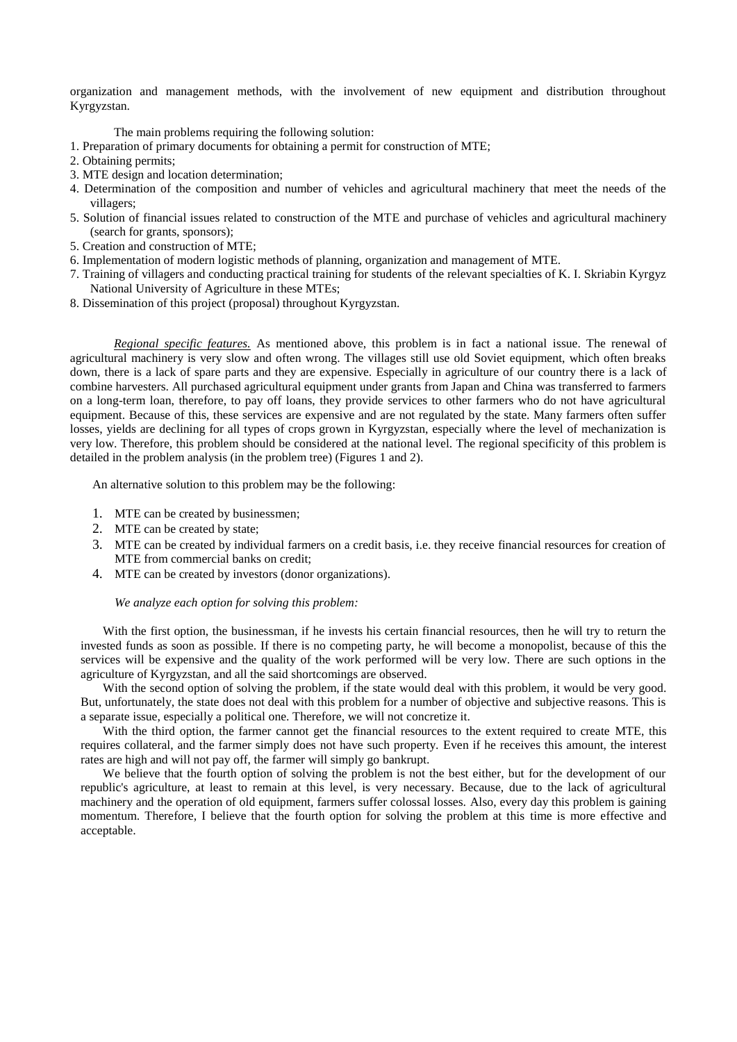organization and management methods, with the involvement of new equipment and distribution throughout Kyrgyzstan.

The main problems requiring the following solution:

1. Preparation of primary documents for obtaining a permit for construction of MTE;
2. Obtaining permits;
3. MTE design and location determination;
4. Determination of the composition and number of vehicles and agricultural machinery that meet the needs of the villagers;
5. Solution of financial issues related to construction of the MTE and purchase of vehicles and agricultural machinery (search for grants, sponsors);
5. Creation and construction of MTE;
6. Implementation of modern logistic methods of planning, organization and management of MTE.
7. Training of villagers and conducting practical training for students of the relevant specialties of K. I. Skriabin Kyrgyz National University of Agriculture in these MTEs;
8. Dissemination of this project (proposal) throughout Kyrgyzstan.

*Regional specific features.* As mentioned above, this problem is in fact a national issue. The renewal of agricultural machinery is very slow and often wrong. The villages still use old Soviet equipment, which often breaks down, there is a lack of spare parts and they are expensive. Especially in agriculture of our country there is a lack of combine harvesters. All purchased agricultural equipment under grants from Japan and China was transferred to farmers on a long-term loan, therefore, to pay off loans, they provide services to other farmers who do not have agricultural equipment. Because of this, these services are expensive and are not regulated by the state. Many farmers often suffer losses, yields are declining for all types of crops grown in Kyrgyzstan, especially where the level of mechanization is very low. Therefore, this problem should be considered at the national level. The regional specificity of this problem is detailed in the problem analysis (in the problem tree) (Figures 1 and 2).

An alternative solution to this problem may be the following:

1. MTE can be created by businessmen;
2. MTE can be created by state;
3. MTE can be created by individual farmers on a credit basis, i.e. they receive financial resources for creation of MTE from commercial banks on credit;
4. MTE can be created by investors (donor organizations).

*We analyze each option for solving this problem:*

With the first option, the businessman, if he invests his certain financial resources, then he will try to return the invested funds as soon as possible. If there is no competing party, he will become a monopolist, because of this the services will be expensive and the quality of the work performed will be very low. There are such options in the agriculture of Kyrgyzstan, and all the said shortcomings are observed.

With the second option of solving the problem, if the state would deal with this problem, it would be very good. But, unfortunately, the state does not deal with this problem for a number of objective and subjective reasons. This is a separate issue, especially a political one. Therefore, we will not concretize it.

With the third option, the farmer cannot get the financial resources to the extent required to create MTE, this requires collateral, and the farmer simply does not have such property. Even if he receives this amount, the interest rates are high and will not pay off, the farmer will simply go bankrupt.

We believe that the fourth option of solving the problem is not the best either, but for the development of our republic's agriculture, at least to remain at this level, is very necessary. Because, due to the lack of agricultural machinery and the operation of old equipment, farmers suffer colossal losses. Also, every day this problem is gaining momentum. Therefore, I believe that the fourth option for solving the problem at this time is more effective and acceptable.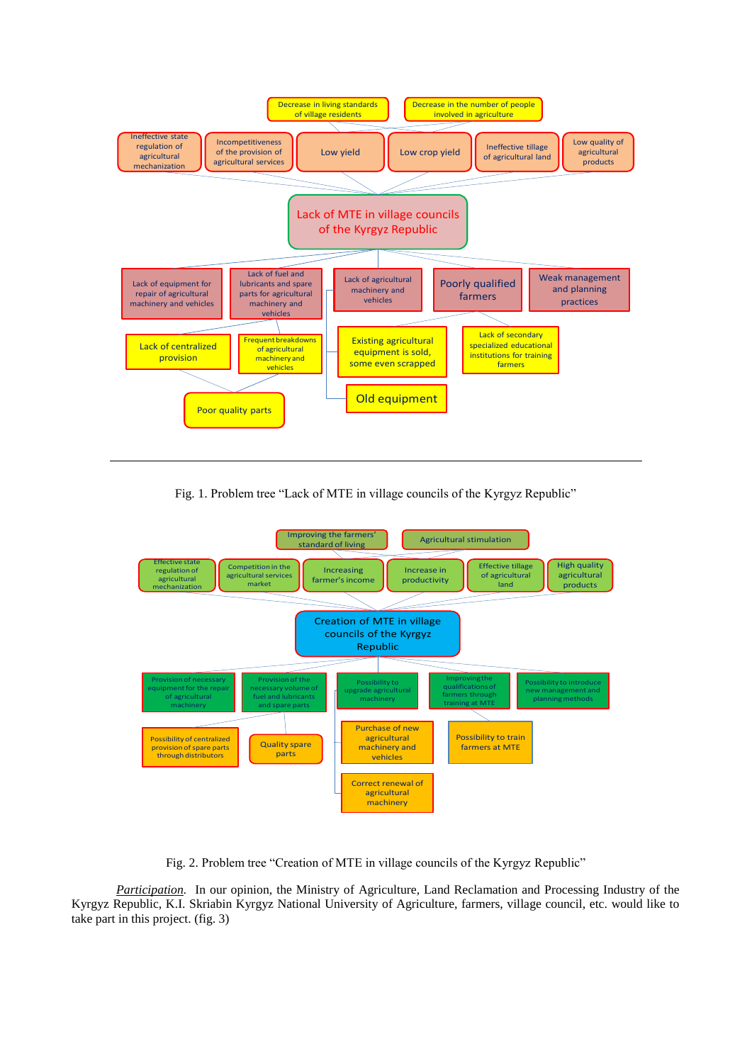Decrease in living standards of village residents

Decrease in the number of people involved in agriculture

Ineffective state regulation of agricultural mechanization

Incompetitiveness of the provision of agricultural services

Low yield

Low crop yield

Ineffective tillage of agricultural land

Low quality of agricultural products

Lack of MTE in village councils of the Kyrgyz Republic

Lack of equipment for repair of agricultural machinery and vehicles

Lack of fuel and lubricants and spare parts for agricultural machinery and vehicles

Lack of agricultural machinery and vehicles

Poorly qualified farmers

Weak management and planning practices

Lack of centralized provision

Frequent breakdowns of agricultural machinery and vehicles

Existing agricultural equipment is sold, some even scrapped

Lack of secondary specialized educational institutions for training farmers

Old equipment

Poor quality parts

Fig. 1. Problem tree “Lack of MTE in village councils of the Kyrgyz Republic”

Improving the farmers' standard of living

Agricultural stimulation

Effective state regulation of agricultural mechanization

Competition in the agricultural services market

Increasing farmer's income

Increase in productivity

Effective tillage of agricultural land

High quality agricultural products

Creation of MTE in village councils of the Kyrgyz Republic

Provision of necessary equipment for the repair of agricultural machinery

Provision of the necessary volume of fuel and lubricants and spare parts

Possibility to upgrade agricultural machinery

Improving the qualifications of farmers through training at MTE

Possibility to introduce new management and planning methods

Possibility of centralized provision of spare parts through distributors

Quality spare parts

Purchase of new agricultural machinery and vehicles

Possibility to train farmers at MTE

Correct renewal of agricultural machinery

Fig. 2. Problem tree “Creation of MTE in village councils of the Kyrgyz Republic”

*Participation*. In our opinion, the Ministry of Agriculture, Land Reclamation and Processing Industry of the Kyrgyz Republic, K.I. Skriabin Kyrgyz National University of Agriculture, farmers, village council, etc. would like to take part in this project. (fig. 3)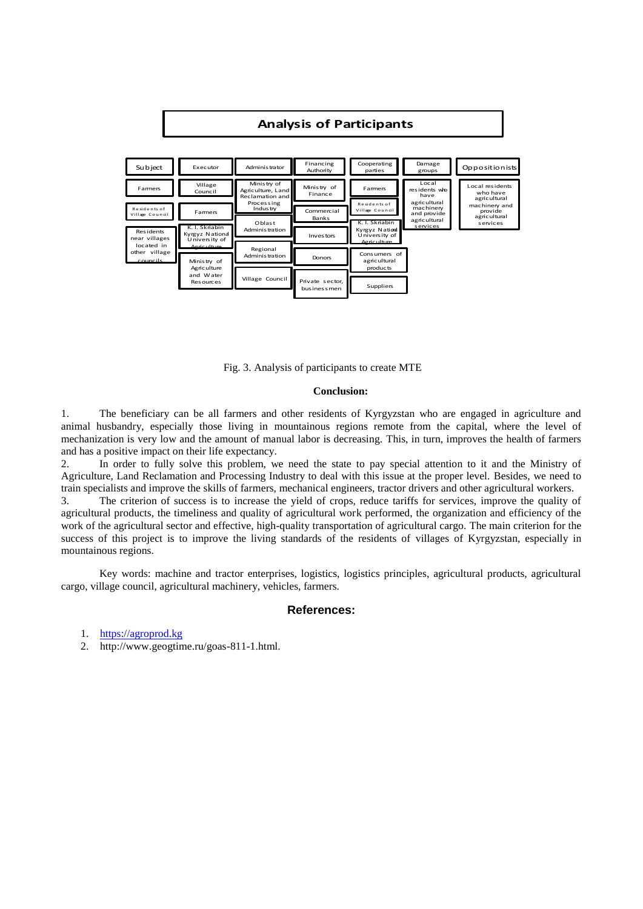**Analysis of Participants**

| Subject | Executor | Administrator | Financing Authority | Cooperating parties | Damage groups | Oppositionists |
|---|---|---|---|---|---|---|
| Farmers | Village Council | Ministry of Agriculture, Land Reclamation and Processing Industry | Ministry of Finance | Farmers | Local residents who have agricultural machinery and provide agricultural services | Local residents who have agricultural machinery and provide agricultural services |
| Residents of Village Council | Farmers | Oblast Administration | Commercial Banks | Residents of Village Council | | |
| Residents near villages located in other village councils | K. I. Skriabin Kyrgyz National University of Agriculture | Regional Administration | Investors | K. I. Skriabin Kyrgyz National University of Agriculture | | |
| | Ministry of Agriculture and Water Resources | Village Council | Donors | Consumers of agricultural products | | |
| | | | Private sector, businessmen | Suppliers | | |

Fig. 3. Analysis of participants to create MTE

**Conclusion:**

1. The beneficiary can be all farmers and other residents of Kyrgyzstan who are engaged in agriculture and animal husbandry, especially those living in mountainous regions remote from the capital, where the level of mechanization is very low and the amount of manual labor is decreasing. This, in turn, improves the health of farmers and has a positive impact on their life expectancy.
2. In order to fully solve this problem, we need the state to pay special attention to it and the Ministry of Agriculture, Land Reclamation and Processing Industry to deal with this issue at the proper level. Besides, we need to train specialists and improve the skills of farmers, mechanical engineers, tractor drivers and other agricultural workers.
3. The criterion of success is to increase the yield of crops, reduce tariffs for services, improve the quality of agricultural products, the timeliness and quality of agricultural work performed, the organization and efficiency of the work of the agricultural sector and effective, high-quality transportation of agricultural cargo. The main criterion for the success of this project is to improve the living standards of the residents of villages of Kyrgyzstan, especially in mountainous regions.

Key words: machine and tractor enterprises, logistics, logistics principles, agricultural products, agricultural cargo, village council, agricultural machinery, vehicles, farmers.

## References:

1. https://agroprod.kg
2. http://www.geogtime.ru/goas-811-1.html.